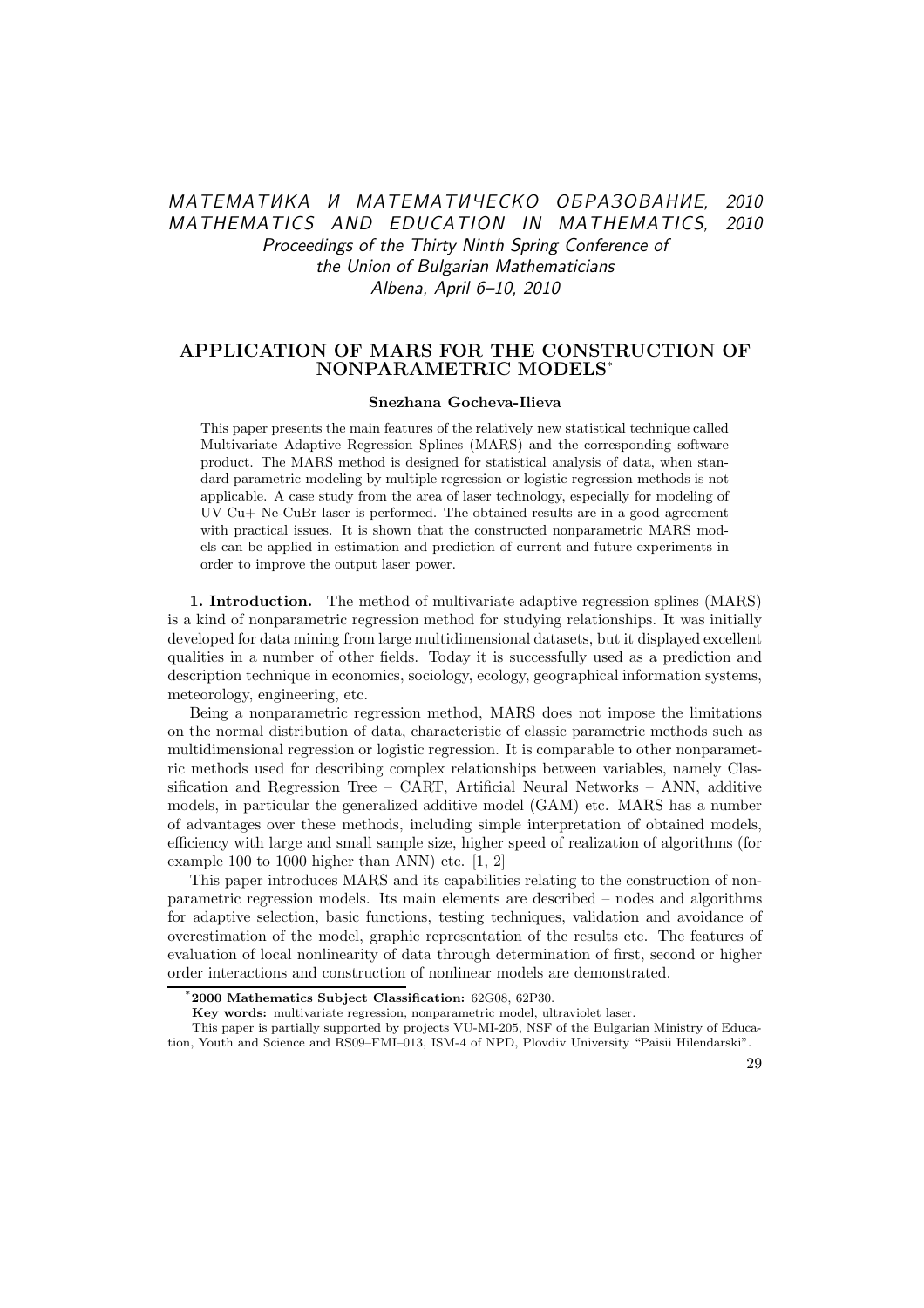МАТЕМАТИКА И МАТЕМАТИЧЕСКО ОБРАЗОВАНИЕ, 2010
MATHEMATICS AND EDUCATION IN MATHEMATICS, 2010
*Proceedings of the Thirty Ninth Spring Conference of the Union of Bulgarian Mathematicians*
*Albena, April 6–10, 2010*

# APPLICATION OF MARS FOR THE CONSTRUCTION OF NONPARAMETRIC MODELS*

**Snezhana Gocheva-Ilieva**

This paper presents the main features of the relatively new statistical technique called Multivariate Adaptive Regression Splines (MARS) and the corresponding software product. The MARS method is designed for statistical analysis of data, when standard parametric modeling by multiple regression or logistic regression methods is not applicable. A case study from the area of laser technology, especially for modeling of UV Cu+ Ne-CuBr laser is performed. The obtained results are in a good agreement with practical issues. It is shown that the constructed nonparametric MARS models can be applied in estimation and prediction of current and future experiments in order to improve the output laser power.

**1. Introduction.** The method of multivariate adaptive regression splines (MARS) is a kind of nonparametric regression method for studying relationships. It was initially developed for data mining from large multidimensional datasets, but it displayed excellent qualities in a number of other fields. Today it is successfully used as a prediction and description technique in economics, sociology, ecology, geographical information systems, meteorology, engineering, etc.

Being a nonparametric regression method, MARS does not impose the limitations on the normal distribution of data, characteristic of classic parametric methods such as multidimensional regression or logistic regression. It is comparable to other nonparametric methods used for describing complex relationships between variables, namely Classification and Regression Tree – CART, Artificial Neural Networks – ANN, additive models, in particular the generalized additive model (GAM) etc. MARS has a number of advantages over these methods, including simple interpretation of obtained models, efficiency with large and small sample size, higher speed of realization of algorithms (for example 100 to 1000 higher than ANN) etc. [1, 2]

This paper introduces MARS and its capabilities relating to the construction of nonparametric regression models. Its main elements are described – nodes and algorithms for adaptive selection, basic functions, testing techniques, validation and avoidance of overestimation of the model, graphic representation of the results etc. The features of evaluation of local nonlinearity of data through determination of first, second or higher order interactions and construction of nonlinear models are demonstrated.

---

*2000 Mathematics Subject Classification: 62G08, 62P30.

**Key words:** multivariate regression, nonparametric model, ultraviolet laser.

This paper is partially supported by projects VU-MI-205, NSF of the Bulgarian Ministry of Education, Youth and Science and RS09–FMI–013, ISM-4 of NPD, Plovdiv University "Paisii Hilendarski".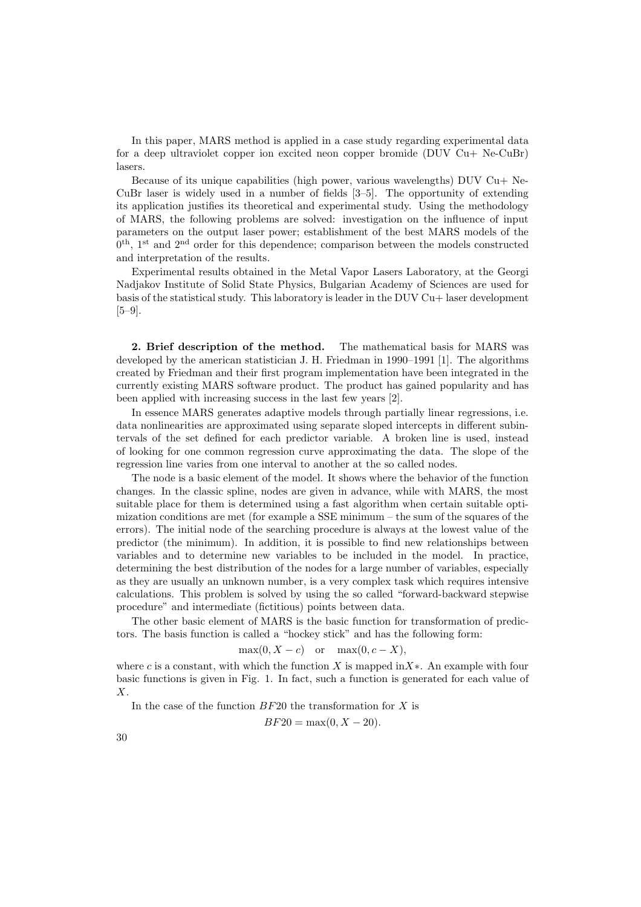In this paper, MARS method is applied in a case study regarding experimental data for a deep ultraviolet copper ion excited neon copper bromide (DUV Cu+ Ne-CuBr) lasers.

Because of its unique capabilities (high power, various wavelengths) DUV Cu+ Ne-CuBr laser is widely used in a number of fields [3–5]. The opportunity of extending its application justifies its theoretical and experimental study. Using the methodology of MARS, the following problems are solved: investigation on the influence of input parameters on the output laser power; establishment of the best MARS models of the $0^{\text{th}}$, $1^{\text{st}}$ and $2^{\text{nd}}$ order for this dependence; comparison between the models constructed and interpretation of the results.

Experimental results obtained in the Metal Vapor Lasers Laboratory, at the Georgi Nadjakov Institute of Solid State Physics, Bulgarian Academy of Sciences are used for basis of the statistical study. This laboratory is leader in the DUV Cu+ laser development [5–9].

**2. Brief description of the method.** The mathematical basis for MARS was developed by the american statistician J. H. Friedman in 1990–1991 [1]. The algorithms created by Friedman and their first program implementation have been integrated in the currently existing MARS software product. The product has gained popularity and has been applied with increasing success in the last few years [2].

In essence MARS generates adaptive models through partially linear regressions, i.e. data nonlinearities are approximated using separate sloped intercepts in different subintervals of the set defined for each predictor variable. A broken line is used, instead of looking for one common regression curve approximating the data. The slope of the regression line varies from one interval to another at the so called nodes.

The node is a basic element of the model. It shows where the behavior of the function changes. In the classic spline, nodes are given in advance, while with MARS, the most suitable place for them is determined using a fast algorithm when certain suitable optimization conditions are met (for example a SSE minimum – the sum of the squares of the errors). The initial node of the searching procedure is always at the lowest value of the predictor (the minimum). In addition, it is possible to find new relationships between variables and to determine new variables to be included in the model. In practice, determining the best distribution of the nodes for a large number of variables, especially as they are usually an unknown number, is a very complex task which requires intensive calculations. This problem is solved by using the so called "forward-backward stepwise procedure" and intermediate (fictitious) points between data.

The other basic element of MARS is the basic function for transformation of predictors. The basis function is called a "hockey stick" and has the following form:

$$\max(0, X - c) \quad \text{or} \quad \max(0, c - X),$$

where $c$ is a constant, with which the function $X$ is mapped in$X*$. An example with four basic functions is given in Fig. 1. In fact, such a function is generated for each value of $X$.

In the case of the function $BF20$ the transformation for $X$ is

$$BF20 = \max(0, X - 20).$$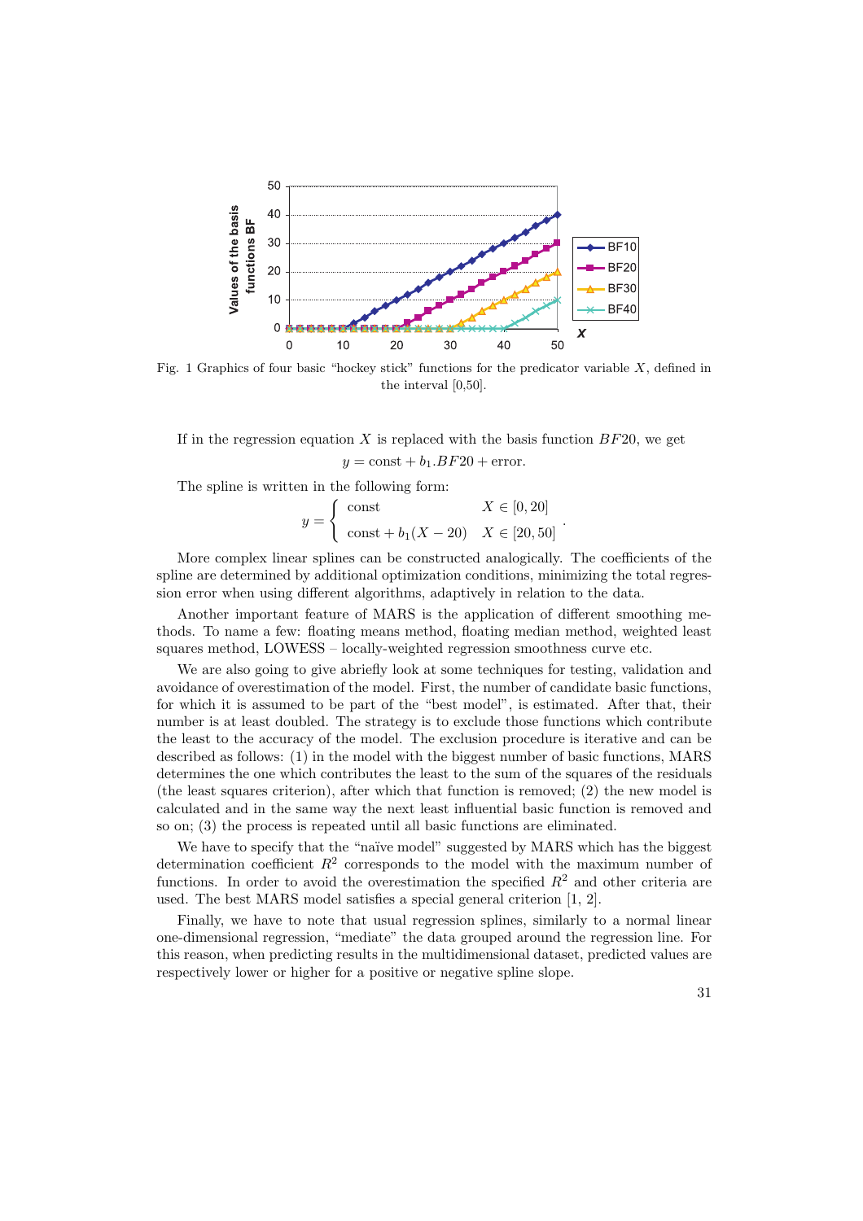Fig. 1 Graphics of four basic "hockey stick" functions for the predicator variable $X$, defined in the interval [0,50].

If in the regression equation $X$ is replaced with the basis function $BF20$, we get

$$y = \text{const} + b_1.BF20 + \text{error}.$$

The spline is written in the following form:

$$y = \begin{cases} \text{const} & X \in [0, 20] \\ \text{const} + b_1(X - 20) & X \in [20, 50] \end{cases}.$$

More complex linear splines can be constructed analogically. The coefficients of the spline are determined by additional optimization conditions, minimizing the total regression error when using different algorithms, adaptively in relation to the data.

Another important feature of MARS is the application of different smoothing methods. To name a few: floating means method, floating median method, weighted least squares method, LOWESS – locally-weighted regression smoothness curve etc.

We are also going to give abriefly look at some techniques for testing, validation and avoidance of overestimation of the model. First, the number of candidate basic functions, for which it is assumed to be part of the "best model", is estimated. After that, their number is at least doubled. The strategy is to exclude those functions which contribute the least to the accuracy of the model. The exclusion procedure is iterative and can be described as follows: (1) in the model with the biggest number of basic functions, MARS determines the one which contributes the least to the sum of the squares of the residuals (the least squares criterion), after which that function is removed; (2) the new model is calculated and in the same way the next least influential basic function is removed and so on; (3) the process is repeated until all basic functions are eliminated.

We have to specify that the "naïve model" suggested by MARS which has the biggest determination coefficient $R^2$ corresponds to the model with the maximum number of functions. In order to avoid the overestimation the specified $R^2$ and other criteria are used. The best MARS model satisfies a special general criterion [1, 2].

Finally, we have to note that usual regression splines, similarly to a normal linear one-dimensional regression, "mediate" the data grouped around the regression line. For this reason, when predicting results in the multidimensional dataset, predicted values are respectively lower or higher for a positive or negative spline slope.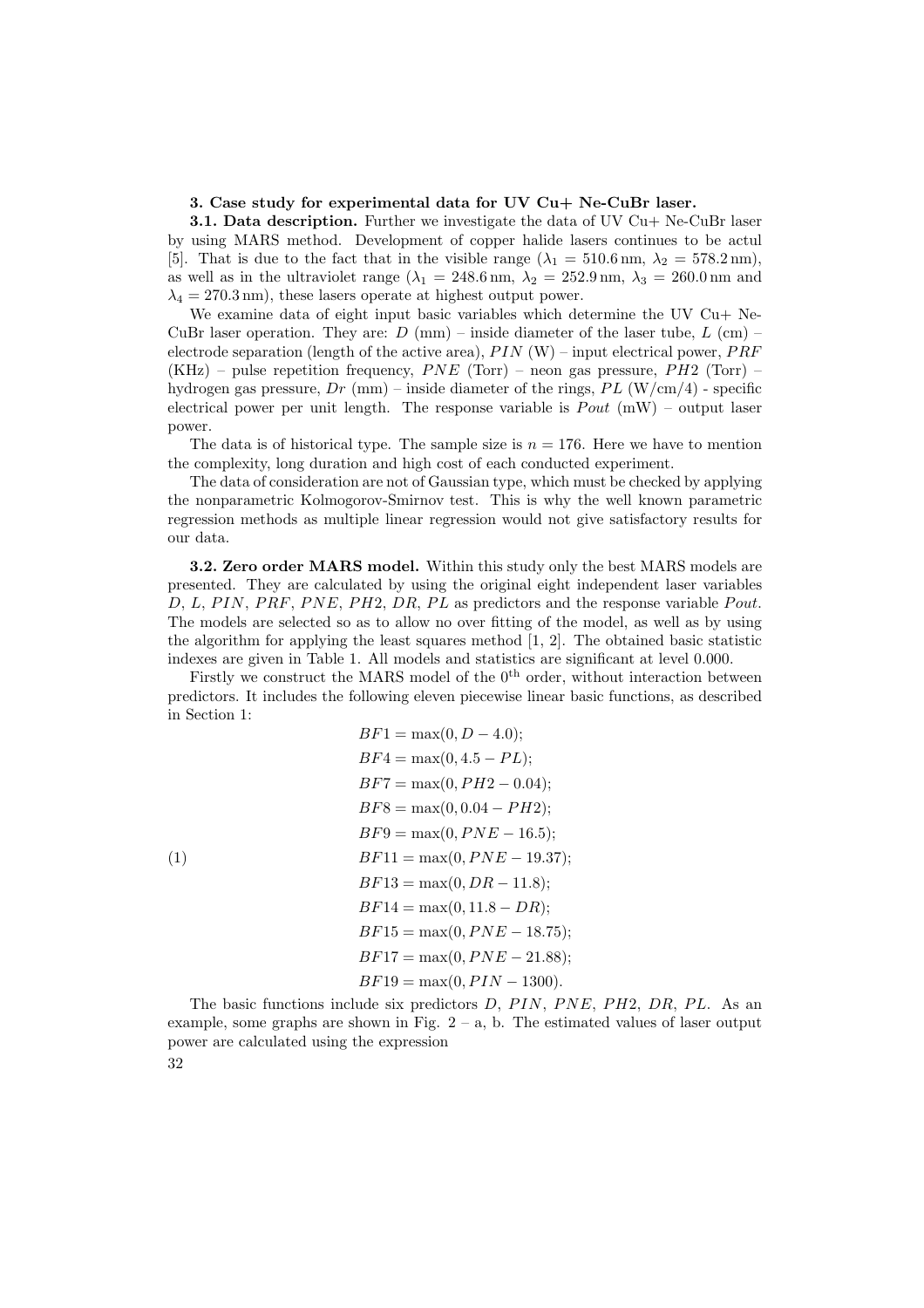**3. Case study for experimental data for UV Cu+ Ne-CuBr laser.**

**3.1. Data description.** Further we investigate the data of UV Cu+ Ne-CuBr laser by using MARS method. Development of copper halide lasers continues to be actul [5]. That is due to the fact that in the visible range ($\lambda_1 = 510.6\,\text{nm}$, $\lambda_2 = 578.2\,\text{nm}$), as well as in the ultraviolet range ($\lambda_1 = 248.6\,\text{nm}$, $\lambda_2 = 252.9\,\text{nm}$, $\lambda_3 = 260.0\,\text{nm}$ and $\lambda_4 = 270.3\,\text{nm}$), these lasers operate at highest output power.

We examine data of eight input basic variables which determine the UV Cu+ Ne-CuBr laser operation. They are: $D$ (mm) – inside diameter of the laser tube, $L$ (cm) – electrode separation (length of the active area), $PIN$ (W) – input electrical power, $PRF$ (KHz) – pulse repetition frequency, $PNE$ (Torr) – neon gas pressure, $PH2$ (Torr) – hydrogen gas pressure, $Dr$ (mm) – inside diameter of the rings, $PL$ (W/cm/4) - specific electrical power per unit length. The response variable is $Pout$ (mW) – output laser power.

The data is of historical type. The sample size is $n = 176$. Here we have to mention the complexity, long duration and high cost of each conducted experiment.

The data of consideration are not of Gaussian type, which must be checked by applying the nonparametric Kolmogorov-Smirnov test. This is why the well known parametric regression methods as multiple linear regression would not give satisfactory results for our data.

**3.2. Zero order MARS model.** Within this study only the best MARS models are presented. They are calculated by using the original eight independent laser variables $D$, $L$, $PIN$, $PRF$, $PNE$, $PH2$, $DR$, $PL$ as predictors and the response variable $Pout$. The models are selected so as to allow no over fitting of the model, as well as by using the algorithm for applying the least squares method [1, 2]. The obtained basic statistic indexes are given in Table 1. All models and statistics are significant at level 0.000.

Firstly we construct the MARS model of the $0^{\text{th}}$ order, without interaction between predictors. It includes the following eleven piecewise linear basic functions, as described in Section 1:

$$
\begin{aligned}
&BF1 = \max(0, D - 4.0);\\
&BF4 = \max(0, 4.5 - PL);\\
&BF7 = \max(0, PH2 - 0.04);\\
&BF8 = \max(0, 0.04 - PH2);\\
&BF9 = \max(0, PNE - 16.5);\\
&BF11 = \max(0, PNE - 19.37);\\
&BF13 = \max(0, DR - 11.8);\\
&BF14 = \max(0, 11.8 - DR);\\
&BF15 = \max(0, PNE - 18.75);\\
&BF17 = \max(0, PNE - 21.88);\\
&BF19 = \max(0, PIN - 1300).
\end{aligned}
\tag{1}
$$

The basic functions include six predictors $D$, $PIN$, $PNE$, $PH2$, $DR$, $PL$. As an example, some graphs are shown in Fig. 2 – a, b. The estimated values of laser output power are calculated using the expression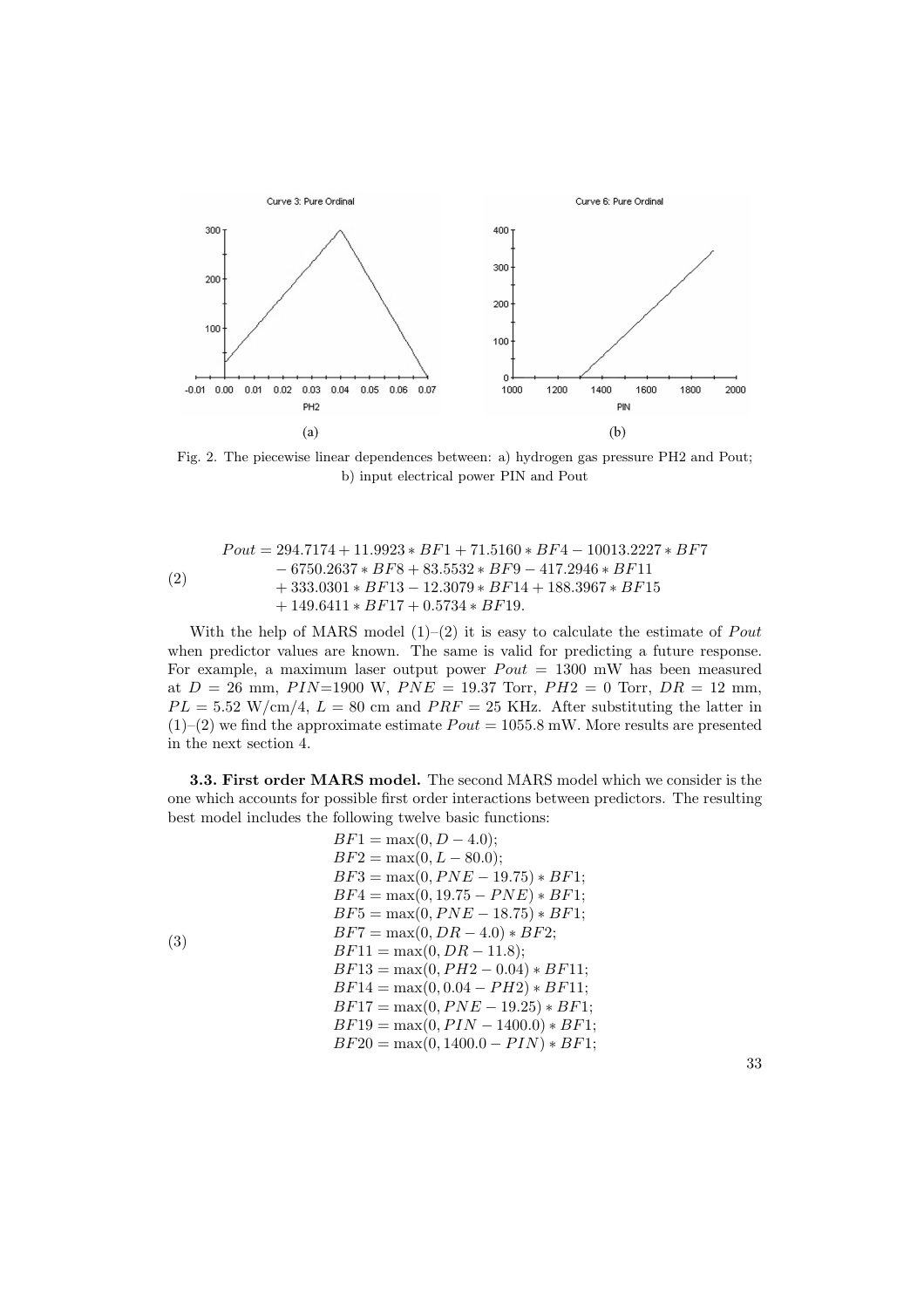Fig. 2. The piecewise linear dependences between: a) hydrogen gas pressure PH2 and Pout; b) input electrical power PIN and Pout

$$
\begin{aligned}
Pout = {} & 294.7174 + 11.9923 * BF1 + 71.5160 * BF4 - 10013.2227 * BF7 \\
& - 6750.2637 * BF8 + 83.5532 * BF9 - 417.2946 * BF11 \\
& + 333.0301 * BF13 - 12.3079 * BF14 + 188.3967 * BF15 \\
& + 149.6411 * BF17 + 0.5734 * BF19.
\end{aligned} \tag{2}
$$

With the help of MARS model (1)–(2) it is easy to calculate the estimate of $Pout$ when predictor values are known. The same is valid for predicting a future response. For example, a maximum laser output power $Pout = 1300$ mW has been measured at $D = 26$ mm, $PIN$=1900 W, $PNE = 19.37$ Torr, $PH2 = 0$ Torr, $DR = 12$ mm, $PL = 5.52$ W/cm/4, $L = 80$ cm and $PRF = 25$ KHz. After substituting the latter in (1)–(2) we find the approximate estimate $Pout = 1055.8$ mW. More results are presented in the next section 4.

**3.3. First order MARS model.** The second MARS model which we consider is the one which accounts for possible first order interactions between predictors. The resulting best model includes the following twelve basic functions:

$$
\begin{aligned}
& BF1 = \max(0, D - 4.0); \\
& BF2 = \max(0, L - 80.0); \\
& BF3 = \max(0, PNE - 19.75) * BF1; \\
& BF4 = \max(0, 19.75 - PNE) * BF1; \\
& BF5 = \max(0, PNE - 18.75) * BF1; \\
& BF7 = \max(0, DR - 4.0) * BF2; \\
& BF11 = \max(0, DR - 11.8); \\
& BF13 = \max(0, PH2 - 0.04) * BF11; \\
& BF14 = \max(0, 0.04 - PH2) * BF11; \\
& BF17 = \max(0, PNE - 19.25) * BF1; \\
& BF19 = \max(0, PIN - 1400.0) * BF1; \\
& BF20 = \max(0, 1400.0 - PIN) * BF1;
\end{aligned} \tag{3}
$$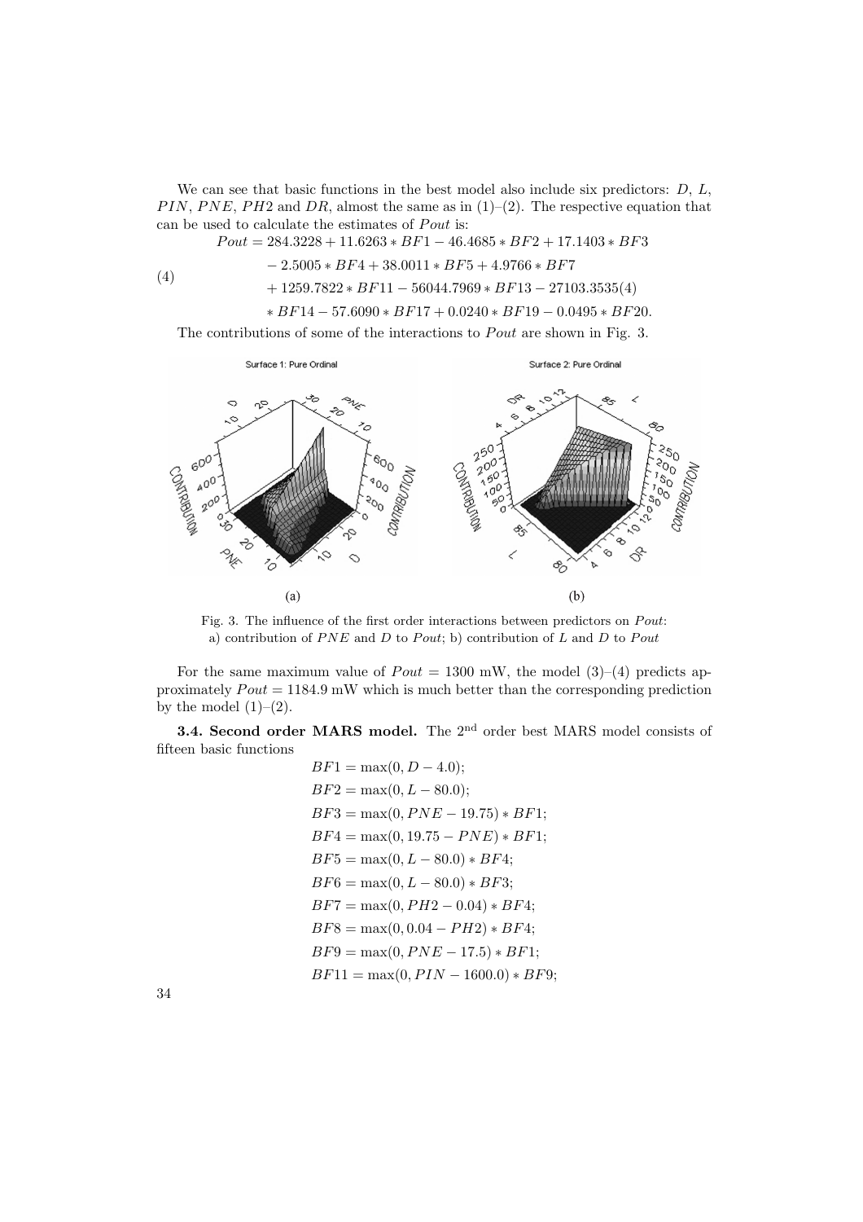We can see that basic functions in the best model also include six predictors: $D$, $L$, $PIN$, $PNE$, $PH2$ and $DR$, almost the same as in (1)–(2). The respective equation that can be used to calculate the estimates of $Pout$ is:

$$
\begin{aligned}
Pout = {} & 284.3228 + 11.6263 * BF1 - 46.4685 * BF2 + 17.1403 * BF3 \\
& - 2.5005 * BF4 + 38.0011 * BF5 + 4.9766 * BF7 \\
& + 1259.7822 * BF11 - 56044.7969 * BF13 - 27103.3535(4) \\
& * BF14 - 57.6090 * BF17 + 0.0240 * BF19 - 0.0495 * BF20.
\end{aligned} \tag{4}
$$

The contributions of some of the interactions to $Pout$ are shown in Fig. 3.

Fig. 3. The influence of the first order interactions between predictors on $Pout$: a) contribution of $PNE$ and $D$ to $Pout$; b) contribution of $L$ and $D$ to $Pout$

For the same maximum value of $Pout = 1300$ mW, the model (3)–(4) predicts approximately $Pout = 1184.9$ mW which is much better than the corresponding prediction by the model (1)–(2).

**3.4. Second order MARS model.** The 2nd order best MARS model consists of fifteen basic functions

$$
\begin{aligned}
& BF1 = \max(0, D - 4.0); \\
& BF2 = \max(0, L - 80.0); \\
& BF3 = \max(0, PNE - 19.75) * BF1; \\
& BF4 = \max(0, 19.75 - PNE) * BF1; \\
& BF5 = \max(0, L - 80.0) * BF4; \\
& BF6 = \max(0, L - 80.0) * BF3; \\
& BF7 = \max(0, PH2 - 0.04) * BF4; \\
& BF8 = \max(0, 0.04 - PH2) * BF4; \\
& BF9 = \max(0, PNE - 17.5) * BF1; \\
& BF11 = \max(0, PIN - 1600.0) * BF9;
\end{aligned}
$$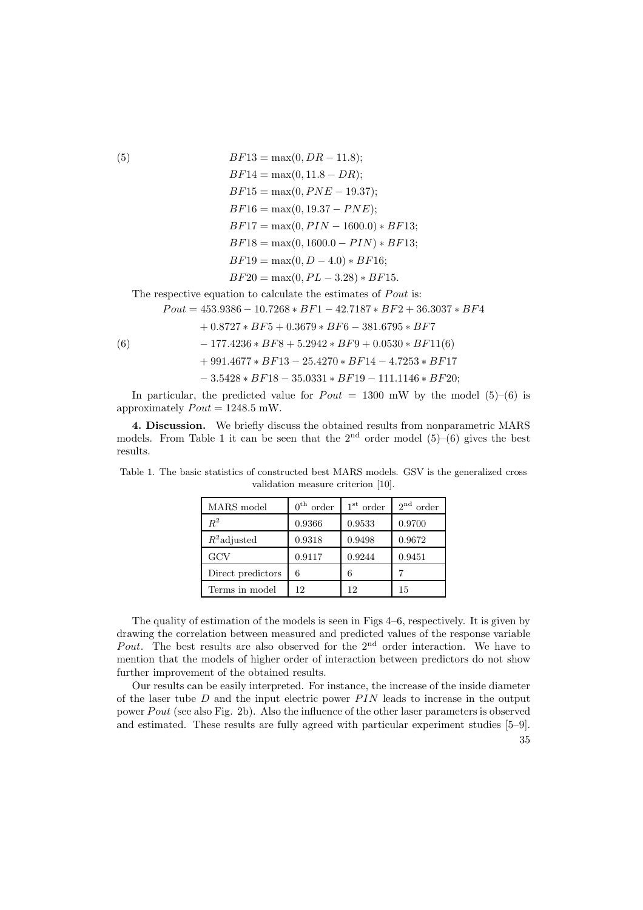$$
\begin{aligned}
BF13 &= \max(0, DR - 11.8);\\
BF14 &= \max(0, 11.8 - DR);\\
BF15 &= \max(0, PNE - 19.37);\\
BF16 &= \max(0, 19.37 - PNE);\\
BF17 &= \max(0, PIN - 1600.0) * BF13;\\
BF18 &= \max(0, 1600.0 - PIN) * BF13;\\
BF19 &= \max(0, D - 4.0) * BF16;\\
BF20 &= \max(0, PL - 3.28) * BF15.
\end{aligned}
\tag{5}
$$

The respective equation to calculate the estimates of $Pout$ is:

$$
\begin{aligned}
Pout = {} & 453.9386 - 10.7268 * BF1 - 42.7187 * BF2 + 36.3037 * BF4\\
& + 0.8727 * BF5 + 0.3679 * BF6 - 381.6795 * BF7\\
& - 177.4236 * BF8 + 5.2942 * BF9 + 0.0530 * BF11(6)\\
& + 991.4677 * BF13 - 25.4270 * BF14 - 4.7253 * BF17\\
& - 3.5428 * BF18 - 35.0331 * BF19 - 111.1146 * BF20;
\end{aligned}
\tag{6}
$$

In particular, the predicted value for $Pout = 1300$ mW by the model (5)–(6) is approximately $Pout = 1248.5$ mW.

**4. Discussion.** We briefly discuss the obtained results from nonparametric MARS models. From Table 1 it can be seen that the 2[nd] order model (5)–(6) gives the best results.

Table 1. The basic statistics of constructed best MARS models. GSV is the generalized cross validation measure criterion [10].

| MARS model | 0[th] order | 1[st] order | 2[nd] order |
|---|---|---|---|
| $R^2$ | 0.9366 | 0.9533 | 0.9700 |
| $R^2$adjusted | 0.9318 | 0.9498 | 0.9672 |
| GCV | 0.9117 | 0.9244 | 0.9451 |
| Direct predictors | 6 | 6 | 7 |
| Terms in model | 12 | 12 | 15 |

The quality of estimation of the models is seen in Figs 4–6, respectively. It is given by drawing the correlation between measured and predicted values of the response variable $Pout$. The best results are also observed for the 2[nd] order interaction. We have to mention that the models of higher order of interaction between predictors do not show further improvement of the obtained results.

Our results can be easily interpreted. For instance, the increase of the inside diameter of the laser tube $D$ and the input electric power $PIN$ leads to increase in the output power $Pout$ (see also Fig. 2b). Also the influence of the other laser parameters is observed and estimated. These results are fully agreed with particular experiment studies [5–9].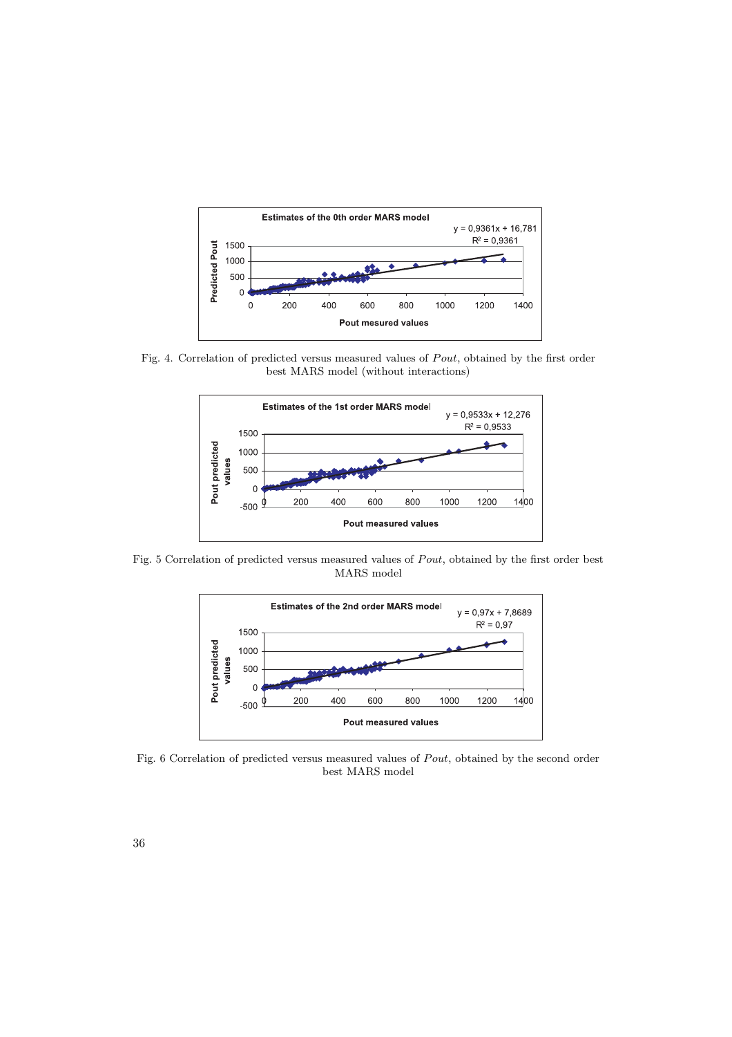Fig. 4. Correlation of predicted versus measured values of *Pout*, obtained by the first order best MARS model (without interactions)

Fig. 5 Correlation of predicted versus measured values of *Pout*, obtained by the first order best MARS model

Fig. 6 Correlation of predicted versus measured values of *Pout*, obtained by the second order best MARS model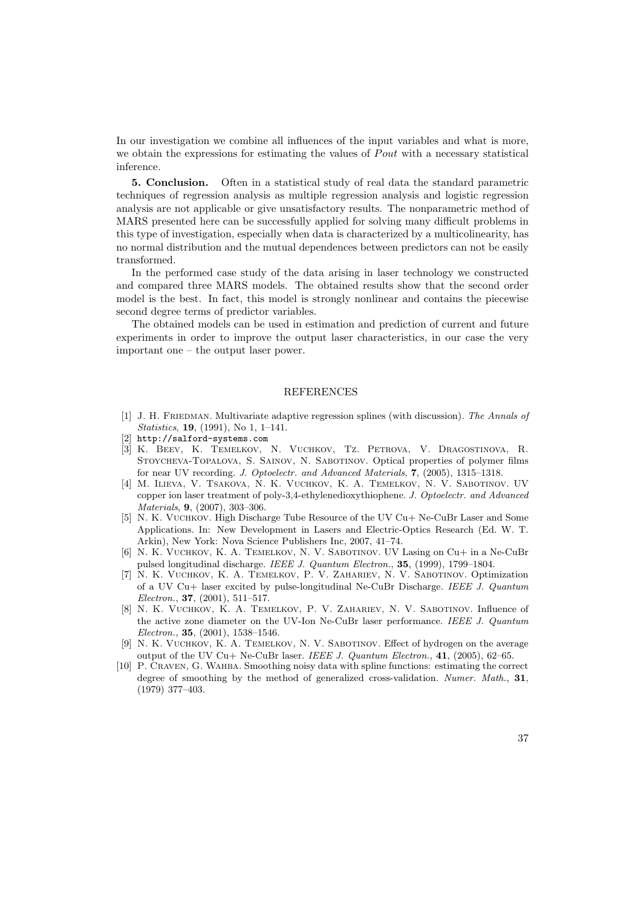In our investigation we combine all influences of the input variables and what is more, we obtain the expressions for estimating the values of $Pout$ with a necessary statistical inference.

**5. Conclusion.** Often in a statistical study of real data the standard parametric techniques of regression analysis as multiple regression analysis and logistic regression analysis are not applicable or give unsatisfactory results. The nonparametric method of MARS presented here can be successfully applied for solving many difficult problems in this type of investigation, especially when data is characterized by a multicolinearity, has no normal distribution and the mutual dependences between predictors can not be easily transformed.

In the performed case study of the data arising in laser technology we constructed and compared three MARS models. The obtained results show that the second order model is the best. In fact, this model is strongly nonlinear and contains the piecewise second degree terms of predictor variables.

The obtained models can be used in estimation and prediction of current and future experiments in order to improve the output laser characteristics, in our case the very important one – the output laser power.

## REFERENCES

[1] J. H. Friedman. Multivariate adaptive regression splines (with discussion). *The Annals of Statistics*, **19**, (1991), No 1, 1–141.

[2] `http://salford-systems.com`

[3] K. Beev, K. Temelkov, N. Vuchkov, Tz. Petrova, V. Dragostinova, R. Stoycheva-Topalova, S. Sainov, N. Sabotinov. Optical properties of polymer films for near UV recording. *J. Optoelectr. and Advanced Materials*, **7**, (2005), 1315–1318.

[4] M. Ilieva, V. Tsakova, N. K. Vuchkov, K. A. Temelkov, N. V. Sabotinov. UV copper ion laser treatment of poly-3,4-ethylenedioxythiophene. *J. Optoelectr. and Advanced Materials*, **9**, (2007), 303–306.

[5] N. K. Vuchkov. High Discharge Tube Resource of the UV Cu+ Ne-CuBr Laser and Some Applications. In: New Development in Lasers and Electric-Optics Research (Ed. W. T. Arkin), New York: Nova Science Publishers Inc, 2007, 41–74.

[6] N. K. Vuchkov, K. A. Temelkov, N. V. Sabotinov. UV Lasing on Cu+ in a Ne-CuBr pulsed longitudinal discharge. *IEEE J. Quantum Electron.*, **35**, (1999), 1799–1804.

[7] N. K. Vuchkov, K. A. Temelkov, P. V. Zahariev, N. V. Sabotinov. Optimization of a UV Cu+ laser excited by pulse-longitudinal Ne-CuBr Discharge. *IEEE J. Quantum Electron.*, **37**, (2001), 511–517.

[8] N. K. Vuchkov, K. A. Temelkov, P. V. Zahariev, N. V. Sabotinov. Influence of the active zone diameter on the UV-Ion Ne-CuBr laser performance. *IEEE J. Quantum Electron.*, **35**, (2001), 1538–1546.

[9] N. K. Vuchkov, K. A. Temelkov, N. V. Sabotinov. Effect of hydrogen on the average output of the UV Cu+ Ne-CuBr laser. *IEEE J. Quantum Electron.*, **41**, (2005), 62–65.

[10] P. Craven, G. Wahba. Smoothing noisy data with spline functions: estimating the correct degree of smoothing by the method of generalized cross-validation. *Numer. Math.*, **31**, (1979) 377–403.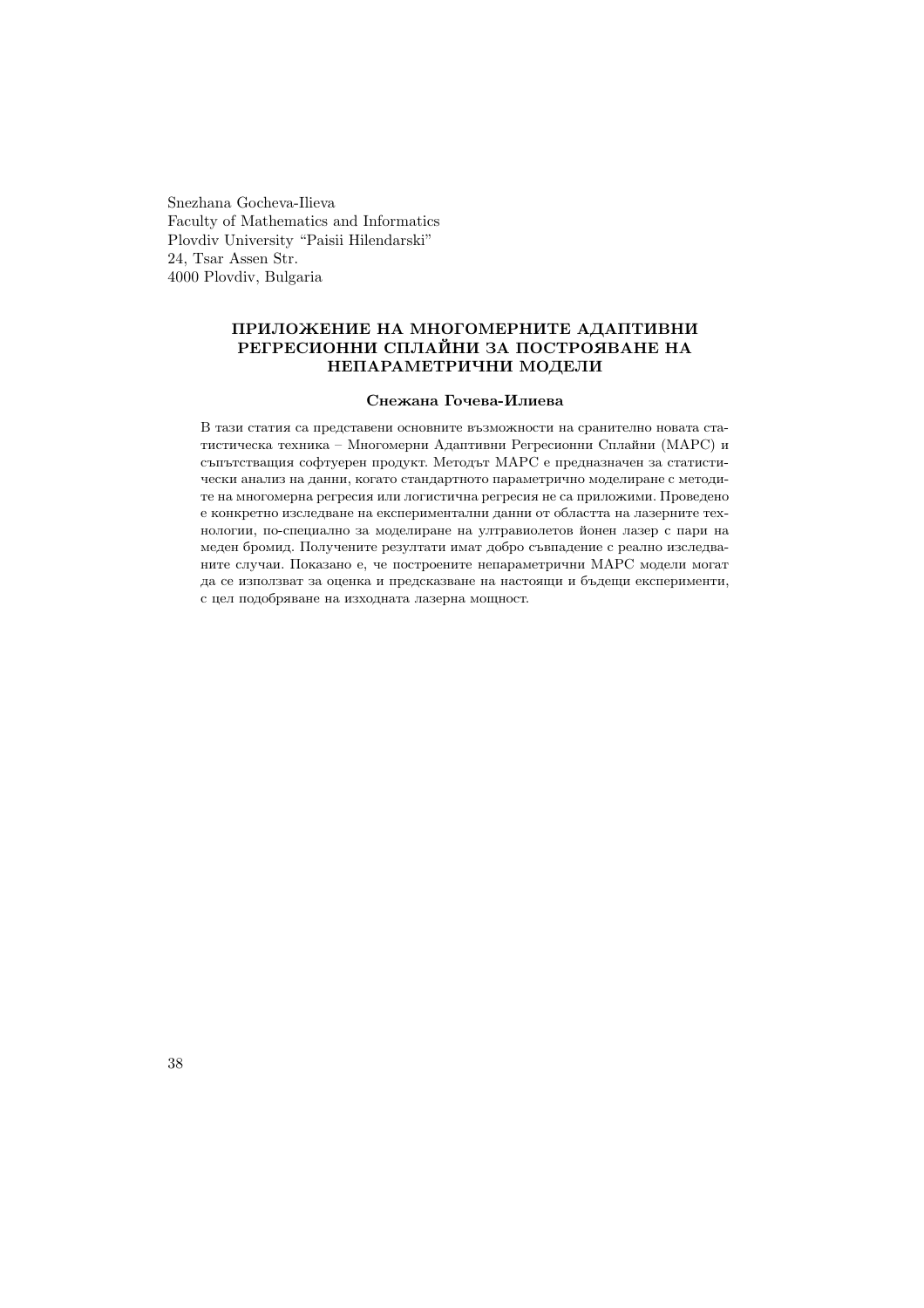Snezhana Gocheva-Ilieva
Faculty of Mathematics and Informatics
Plovdiv University "Paisii Hilendarski"
24, Tsar Assen Str.
4000 Plovdiv, Bulgaria

## ПРИЛОЖЕНИЕ НА МНОГОМЕРНИТЕ АДАПТИВНИ РЕГРЕСИОННИ СПЛАЙНИ ЗА ПОСТРОЯВАНЕ НА НЕПАРАМЕТРИЧНИ МОДЕЛИ

**Снежана Гочева-Илиева**

В тази статия са представени основните възможности на сранително новата статистическа техника – Многомерни Адаптивни Регресионни Сплайни (МАРС) и съпътстващия софтуерен продукт. Методът МАРС е предназначен за статистически анализ на данни, когато стандартното параметрично моделиране с методите на многомерна регресия или логистична регресия не са приложими. Проведено е конкретно изследване на експериментални данни от областта на лазерните технологии, по-специално за моделиране на ултравиолетов йонен лазер с пари на меден бромид. Получените резултати имат добро съвпадение с реално изследваните случаи. Показано е, че построените непараметрични МАРС модели могат да се използват за оценка и предсказване на настоящи и бъдещи експерименти, с цел подобряване на изходната лазерна мощност.